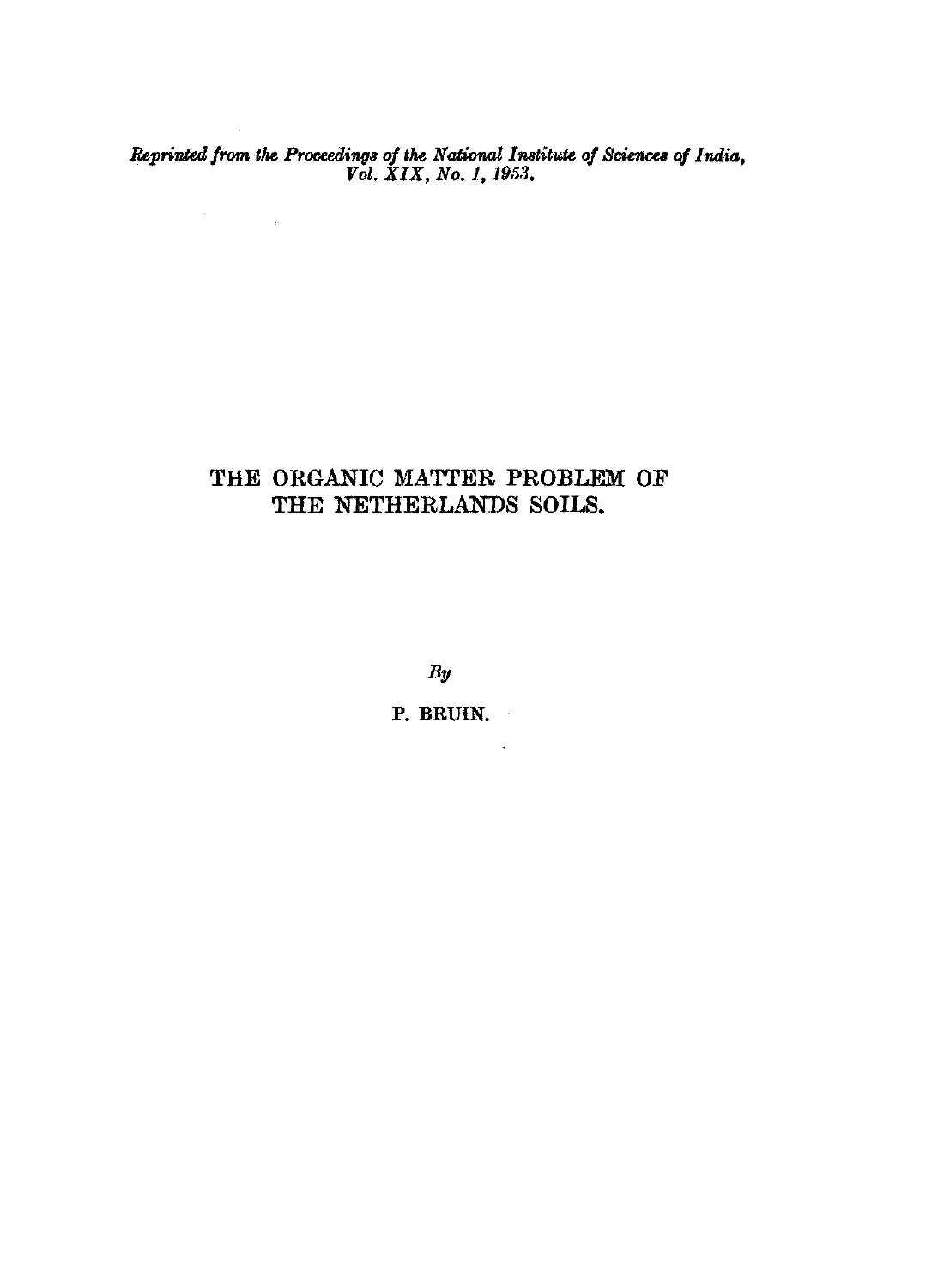*Reprinted from the Proceedings of the National Institute of Sciences of India, Vol. XIX, No. 1, 1953.*

# THE ORGANIC MATTER PROBLEM OF THE NETHERLANDS SOILS.

*By*

P. BRUIN.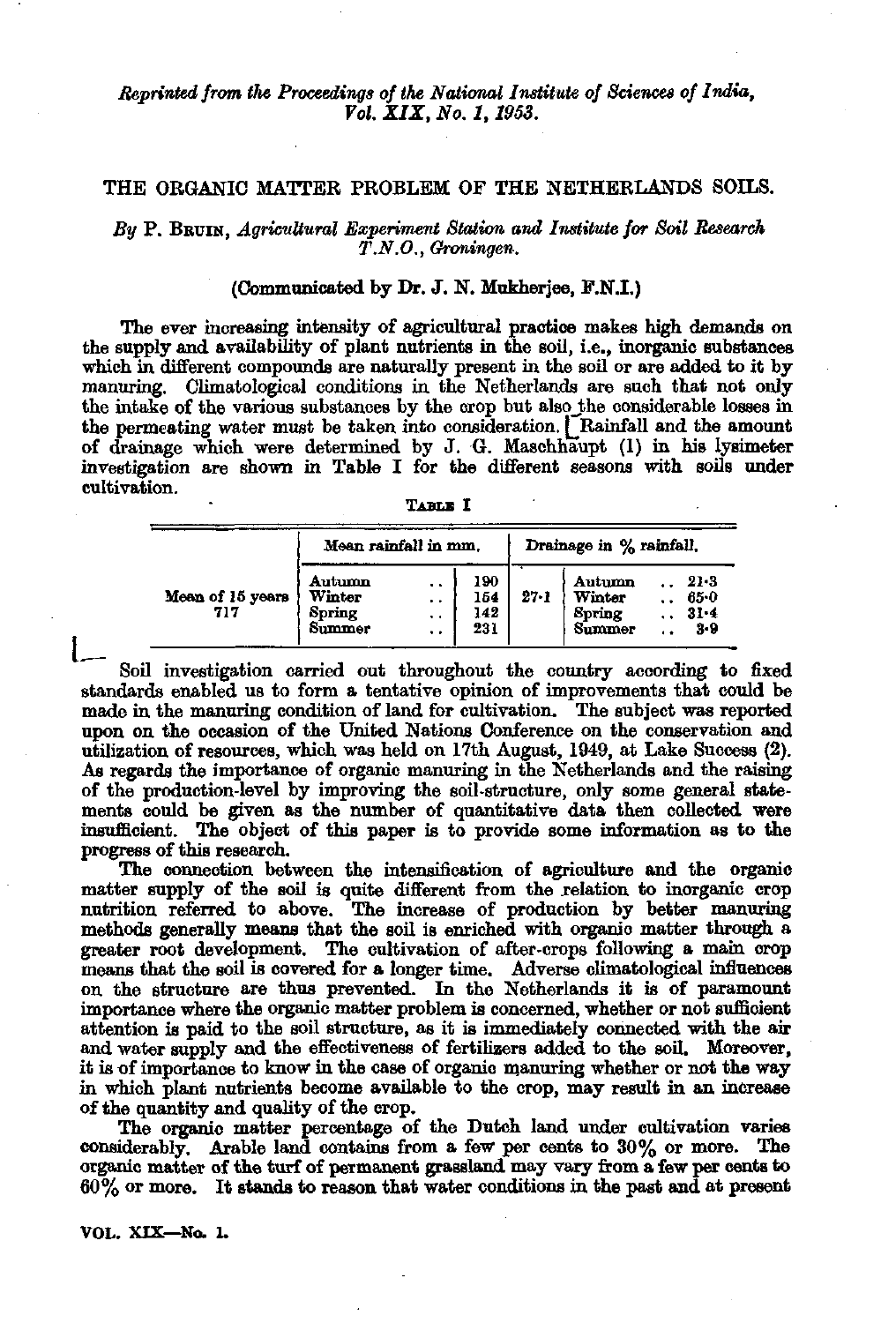*Reprinted from the Proceedings of the National Institute of Sciences of India, Vol. XIX, No. 1, 1953.*

# THE ORGANIC MATTER PROBLEM OF THE NETHERLANDS SOILS.

*By* P. Bruin, *Agricultural Experiment Station and Institute for Soil Research T.N.O., Groningen.*

(Communicated by Dr. J. N. Mukherjee, F.N.I.)

The ever increasing intensity of agricultural practice makes high demands on the supply and availability of plant nutrients in the soil, i.e., inorganic substances which in different compounds are naturally present in the soil or are added to it by manuring. Climatological conditions in the Netherlands are such that not only the intake of the various substances by the crop but also the considerable losses in the permeating water must be taken into consideration. Rainfall and the amount of drainage which were determined by J. G. Maschhaupt (1) in his lysimeter investigation are shown in Table I for the different seasons with soils under cultivation.

TABLE I

| | Mean rainfall in mm. | | Drainage in % rainfall. | |
|---|---|---|---|---|
| Mean of 15 years 717 | Autumn | 190 | 27·1 | Autumn .. 21·3 |
| | Winter | 154 | | Winter .. 65·0 |
| | Spring | 142 | | Spring .. 31·4 |
| | Summer | 231 | | Summer .. 3·9 |

Soil investigation carried out throughout the country according to fixed standards enabled us to form a tentative opinion of improvements that could be made in the manuring condition of land for cultivation. The subject was reported upon on the occasion of the United Nations Conference on the conservation and utilization of resources, which was held on 17th August, 1949, at Lake Success (2). As regards the importance of organic manuring in the Netherlands and the raising of the production-level by improving the soil-structure, only some general statements could be given as the number of quantitative data then collected were insufficient. The object of this paper is to provide some information as to the progress of this research.

The connection between the intensification of agriculture and the organic matter supply of the soil is quite different from the relation to inorganic crop nutrition referred to above. The increase of production by better manuring methods generally means that the soil is enriched with organic matter through a greater root development. The cultivation of after-crops following a main crop means that the soil is covered for a longer time. Adverse climatological influences on the structure are thus prevented. In the Netherlands it is of paramount importance where the organic matter problem is concerned, whether or not sufficient attention is paid to the soil structure, as it is immediately connected with the air and water supply and the effectiveness of fertilizers added to the soil. Moreover, it is of importance to know in the case of organic manuring whether or not the way in which plant nutrients become available to the crop, may result in an increase of the quantity and quality of the crop.

The organic matter percentage of the Dutch land under cultivation varies considerably. Arable land contains from a few per cents to 30% or more. The organic matter of the turf of permanent grassland may vary from a few per cents to 60% or more. It stands to reason that water conditions in the past and at present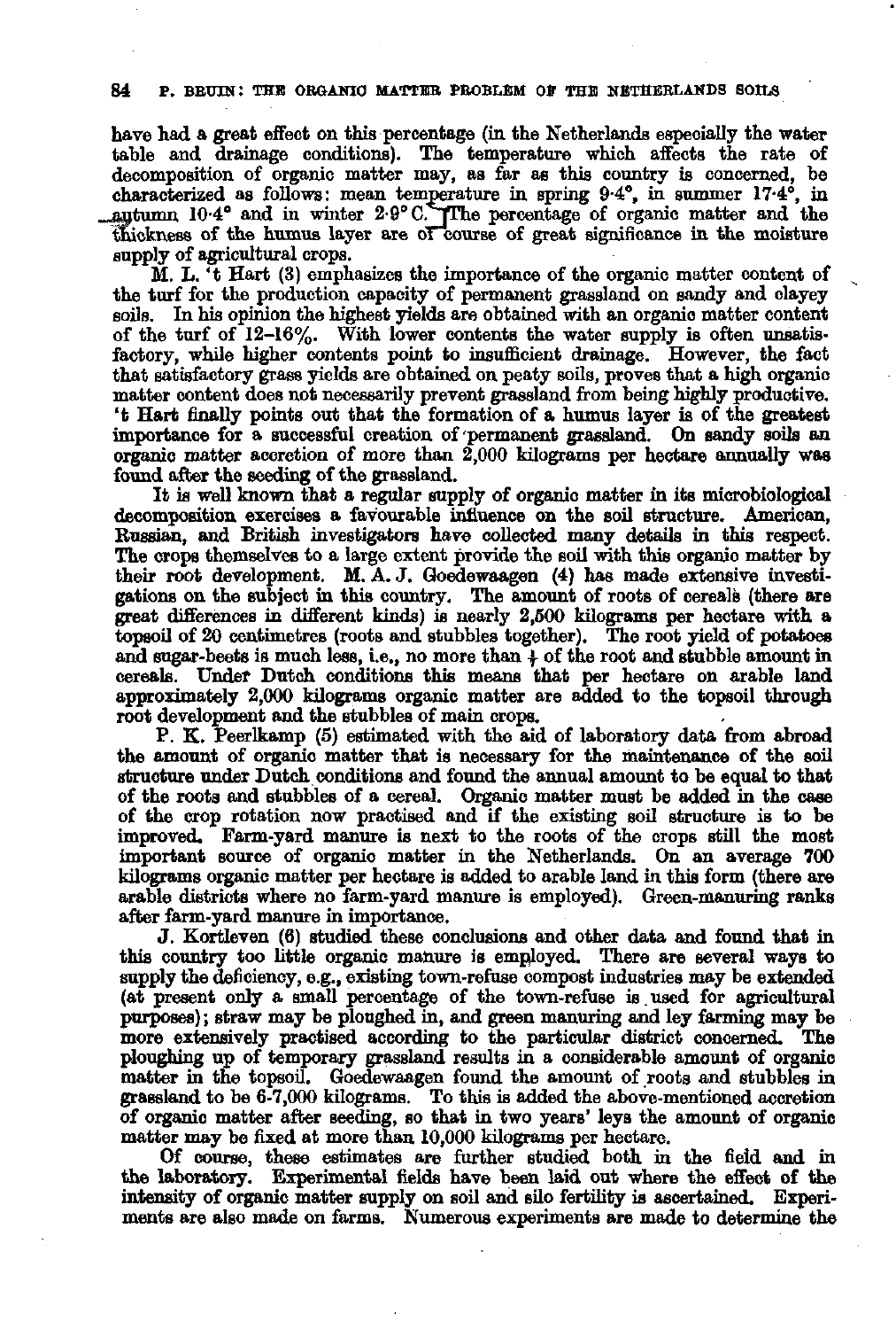have had a great effect on this percentage (in the Netherlands especially the water table and drainage conditions). The temperature which affects the rate of decomposition of organic matter may, as far as this country is concerned, be characterized as follows: mean temperature in spring 9·4°, in summer 17·4°, in autumn 10·4° and in winter 2·9° C. The percentage of organic matter and the thickness of the humus layer are of course of great significance in the moisture supply of agricultural crops.

M. L. 't Hart (3) emphasizes the importance of the organic matter content of the turf for the production capacity of permanent grassland on sandy and clayey soils. In his opinion the highest yields are obtained with an organic matter content of the turf of 12–16%. With lower contents the water supply is often unsatisfactory, while higher contents point to insufficient drainage. However, the fact that satisfactory grass yields are obtained on peaty soils, proves that a high organic matter content does not necessarily prevent grassland from being highly productive. 't Hart finally points out that the formation of a humus layer is of the greatest importance for a successful creation of permanent grassland. On sandy soils an organic matter accretion of more than 2,000 kilograms per hectare annually was found after the seeding of the grassland.

It is well known that a regular supply of organic matter in its microbiological decomposition exercises a favourable influence on the soil structure. American, Russian, and British investigators have collected many details in this respect. The crops themselves to a large extent provide the soil with this organic matter by their root development. M. A. J. Goedewaagen (4) has made extensive investigations on the subject in this country. The amount of roots of cereals (there are great differences in different kinds) is nearly 2,500 kilograms per hectare with a topsoil of 20 centimetres (roots and stubbles together). The root yield of potatoes and sugar-beets is much less, i.e., no more than ¼ of the root and stubble amount in cereals. Under Dutch conditions this means that per hectare on arable land approximately 2,000 kilograms organic matter are added to the topsoil through root development and the stubbles of main crops.

P. K. Peerlkamp (5) estimated with the aid of laboratory data from abroad the amount of organic matter that is necessary for the maintenance of the soil structure under Dutch conditions and found the annual amount to be equal to that of the roots and stubbles of a cereal. Organic matter must be added in the case of the crop rotation now practised and if the existing soil structure is to be improved. Farm-yard manure is next to the roots of the crops still the most important source of organic matter in the Netherlands. On an average 700 kilograms organic matter per hectare is added to arable land in this form (there are arable districts where no farm-yard manure is employed). Green-manuring ranks after farm-yard manure in importance.

J. Kortleven (6) studied these conclusions and other data and found that in this country too little organic manure is employed. There are several ways to supply the deficiency, e.g., existing town-refuse compost industries may be extended (at present only a small percentage of the town-refuse is used for agricultural purposes); straw may be ploughed in, and green manuring and ley farming may be more extensively practised according to the particular district concerned. The ploughing up of temporary grassland results in a considerable amount of organic matter in the topsoil. Goedewaagen found the amount of roots and stubbles in grassland to be 6-7,000 kilograms. To this is added the above-mentioned accretion of organic matter after seeding, so that in two years' leys the amount of organic matter may be fixed at more than 10,000 kilograms per hectare.

Of course, these estimates are further studied both in the field and in the laboratory. Experimental fields have been laid out where the effect of the intensity of organic matter supply on soil and silo fertility is ascertained. Experiments are also made on farms. Numerous experiments are made to determine the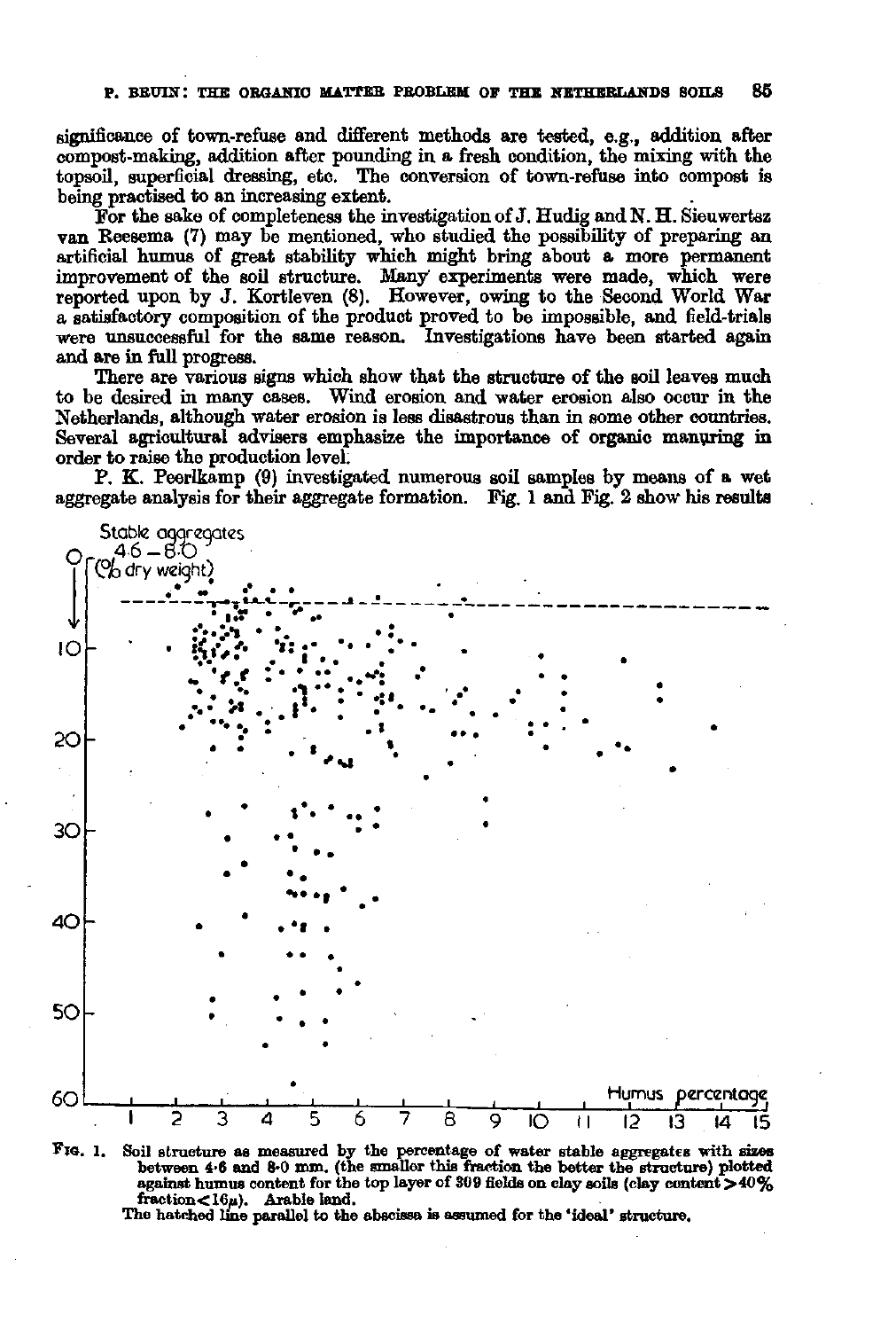significance of town-refuse and different methods are tested, e.g., addition after compost-making, addition after pounding in a fresh condition, the mixing with the topsoil, superficial dressing, etc. The conversion of town-refuse into compost is being practised to an increasing extent.

For the sake of completeness the investigation of J. Hudig and N. H. Sieuwertsz van Reesema (7) may be mentioned, who studied the possibility of preparing an artificial humus of great stability which might bring about a more permanent improvement of the soil structure. Many experiments were made, which were reported upon by J. Kortleven (8). However, owing to the Second World War a satisfactory composition of the product proved to be impossible, and field-trials were unsuccessful for the same reason. Investigations have been started again and are in full progress.

There are various signs which show that the structure of the soil leaves much to be desired in many cases. Wind erosion and water erosion also occur in the Netherlands, although water erosion is less disastrous than in some other countries. Several agricultural advisers emphasize the importance of organic manuring in order to raise the production level.

P. K. Peerlkamp (9) investigated numerous soil samples by means of a wet aggregate analysis for their aggregate formation. Fig. 1 and Fig. 2 show his results

FIG. 1. Soil structure as measured by the percentage of water stable aggregates with sizes between 4·6 and 8·0 mm. (the smaller this fraction the better the structure) plotted against humus content for the top layer of 309 fields on clay soils (clay content >40% fraction<16μ). Arable land.
The hatched line parallel to the abscissa is assumed for the 'ideal' structure.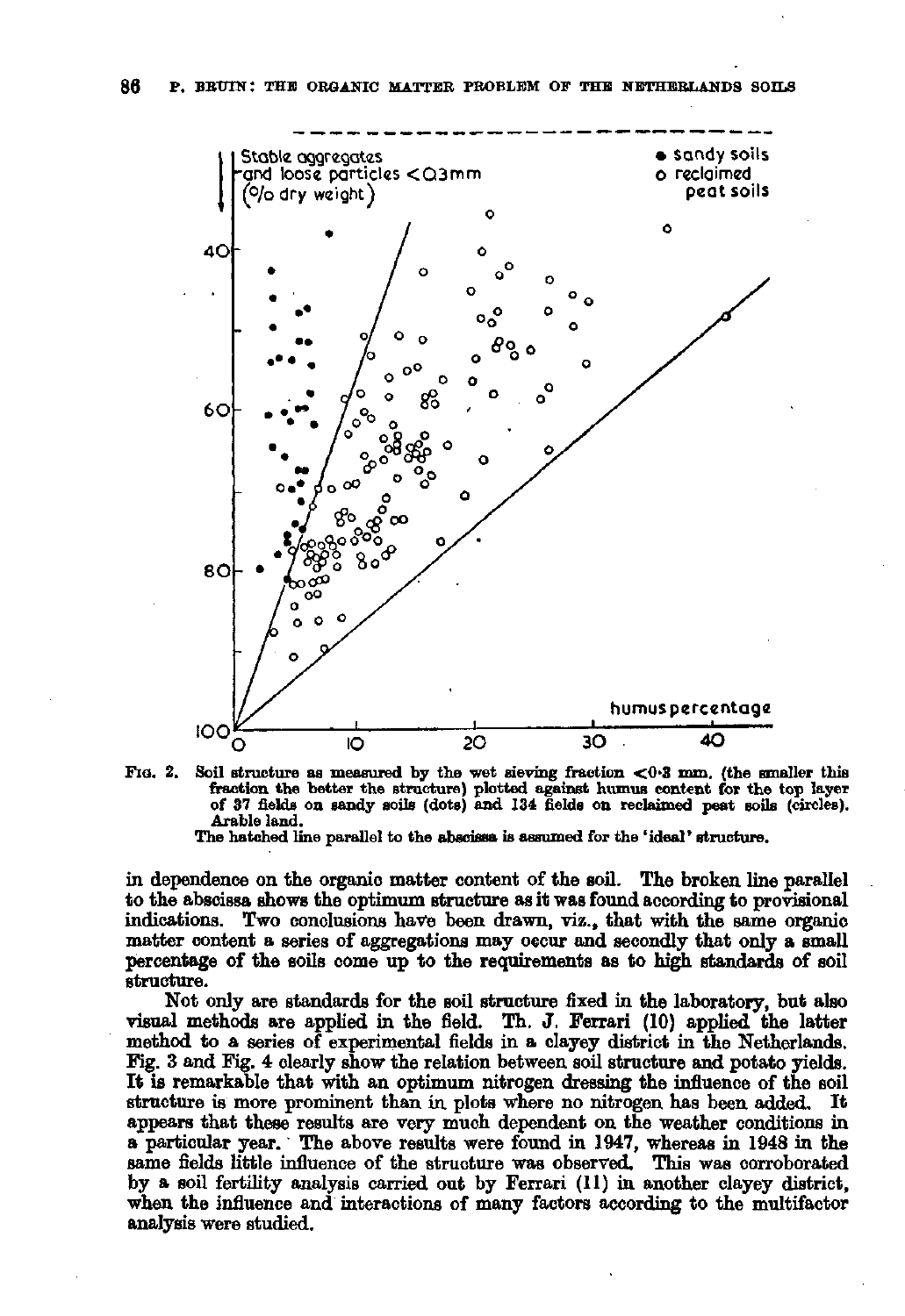Fig. 2. Soil structure as measured by the wet sieving fraction <0·3 mm. (the smaller this fraction the better the structure) plotted against humus content for the top layer of 37 fields on sandy soils (dots) and 134 fields on reclaimed peat soils (circles). Arable land.

The hatched line parallel to the abscissa is assumed for the 'ideal' structure.

in dependence on the organic matter content of the soil. The broken line parallel to the abscissa shows the optimum structure as it was found according to provisional indications. Two conclusions have been drawn, viz., that with the same organic matter content a series of aggregations may occur and secondly that only a small percentage of the soils come up to the requirements as to high standards of soil structure.

Not only are standards for the soil structure fixed in the laboratory, but also visual methods are applied in the field. Th. J. Ferrari (10) applied the latter method to a series of experimental fields in a clayey district in the Netherlands. Fig. 3 and Fig. 4 clearly show the relation between soil structure and potato yields. It is remarkable that with an optimum nitrogen dressing the influence of the soil structure is more prominent than in plots where no nitrogen has been added. It appears that these results are very much dependent on the weather conditions in a particular year. The above results were found in 1947, whereas in 1948 in the same fields little influence of the structure was observed. This was corroborated by a soil fertility analysis carried out by Ferrari (11) in another clayey district, when the influence and interactions of many factors according to the multifactor analysis were studied.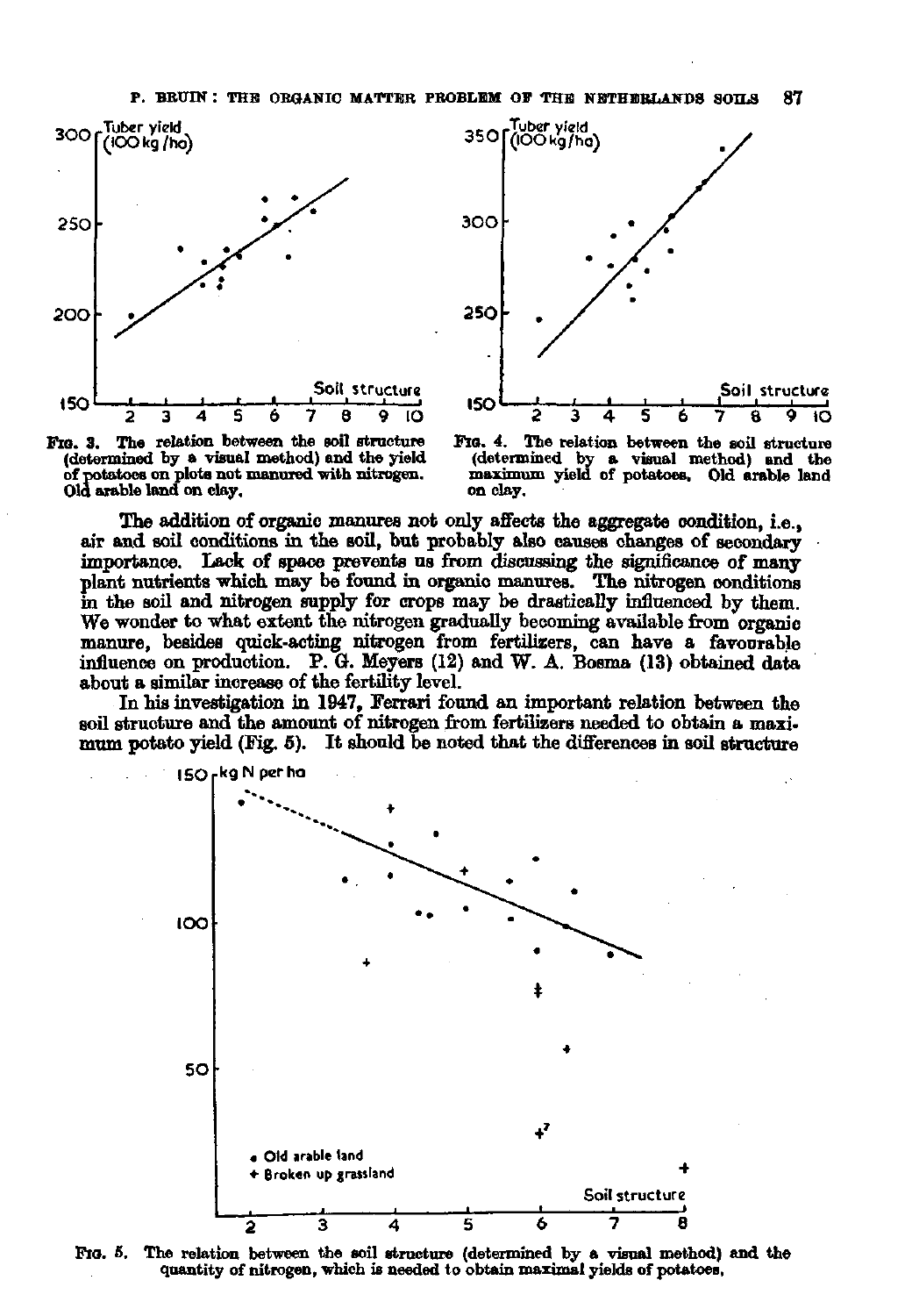FIG. 3. The relation between the soil structure (determined by a visual method) and the yield of potatoes on plots not manured with nitrogen. Old arable land on clay.

FIG. 4. The relation between the soil structure (determined by a visual method) and the maximum yield of potatoes. Old arable land on clay.

The addition of organic manures not only affects the aggregate condition, i.e., air and soil conditions in the soil, but probably also causes changes of secondary importance. Lack of space prevents us from discussing the significance of many plant nutrients which may be found in organic manures. The nitrogen conditions in the soil and nitrogen supply for crops may be drastically influenced by them. We wonder to what extent the nitrogen gradually becoming available from organic manure, besides quick-acting nitrogen from fertilizers, can have a favourable influence on production. P. G. Meyers (12) and W. A. Bosma (13) obtained data about a similar increase of the fertility level.

In his investigation in 1947, Ferrari found an important relation between the soil structure and the amount of nitrogen from fertilizers needed to obtain a maximum potato yield (Fig. 5). It should be noted that the differences in soil structure

FIG. 5. The relation between the soil structure (determined by a visual method) and the quantity of nitrogen, which is needed to obtain maximal yields of potatoes.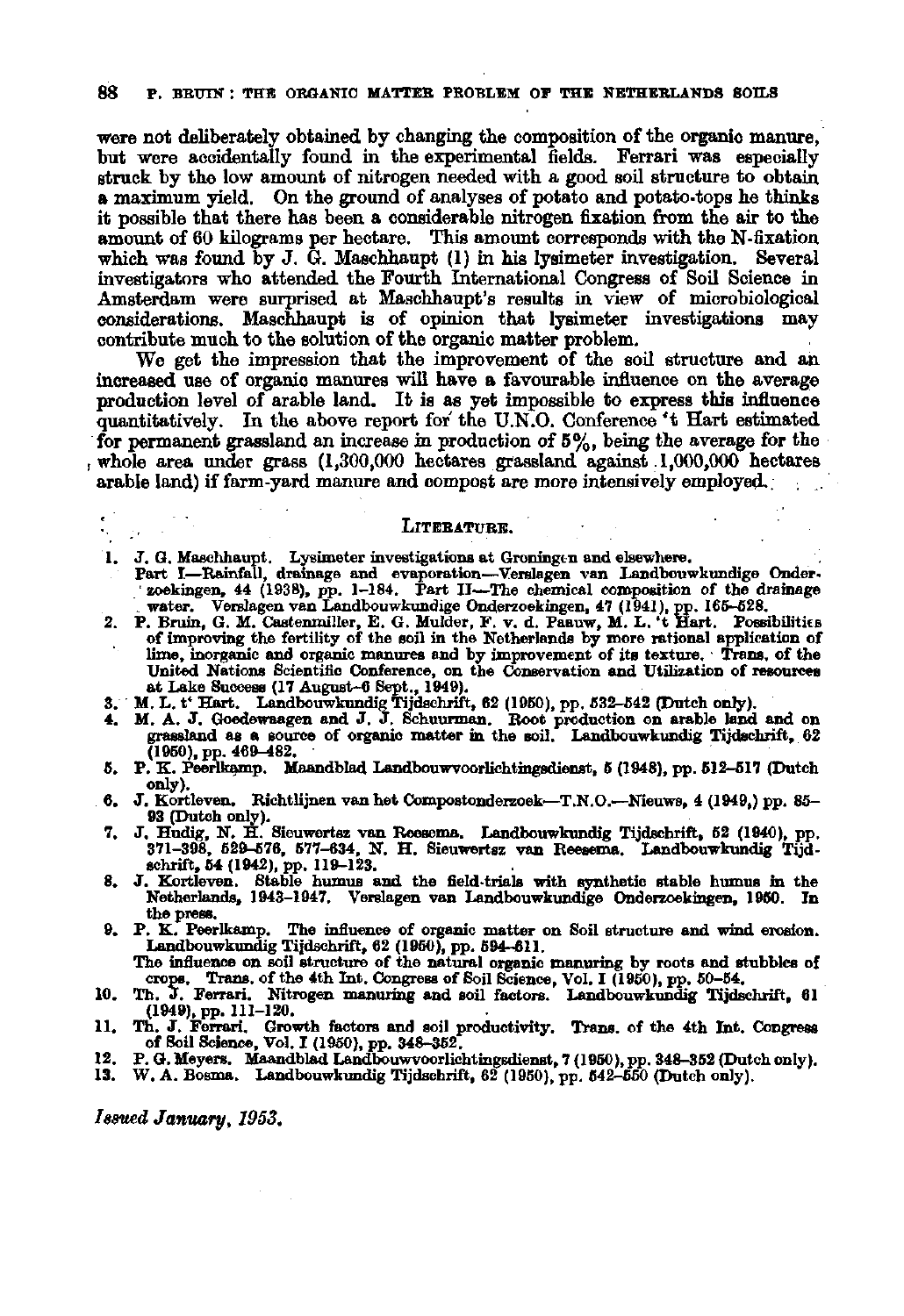were not deliberately obtained by changing the composition of the organic manure, but were accidentally found in the experimental fields. Ferrari was especially struck by the low amount of nitrogen needed with a good soil structure to obtain a maximum yield. On the ground of analyses of potato and potato-tops he thinks it possible that there has been a considerable nitrogen fixation from the air to the amount of 60 kilograms per hectare. This amount corresponds with the N-fixation which was found by J. G. Maschhaupt (1) in his lysimeter investigation. Several investigators who attended the Fourth International Congress of Soil Science in Amsterdam were surprised at Maschhaupt's results in view of microbiological considerations. Maschhaupt is of opinion that lysimeter investigations may contribute much to the solution of the organic matter problem.

We get the impression that the improvement of the soil structure and an increased use of organic manures will have a favourable influence on the average production level of arable land. It is as yet impossible to express this influence quantitatively. In the above report for the U.N.O. Conference 't Hart estimated for permanent grassland an increase in production of 5%, being the average for the whole area under grass (1,300,000 hectares grassland against 1,000,000 hectares arable land) if farm-yard manure and compost are more intensively employed.

## Literature.

1. J. G. Maschhaupt. Lysimeter investigations at Groningen and elsewhere. Part I—Rainfall, drainage and evaporation—Verslagen van Landbouwkundige Onderzoekingen, 44 (1938), pp. 1–184. Part II—The chemical composition of the drainage water. Verslagen van Landbouwkundige Onderzoekingen, 47 (1941), pp. 165–528.
2. P. Bruin, G. M. Castenmiller, E. G. Mulder, F. v. d. Paauw, M. L. 't Hart. Possibilities of improving the fertility of the soil in the Netherlands by more rational application of lime, inorganic and organic manures and by improvement of its texture. Trans. of the United Nations Scientific Conference, on the Conservation and Utilization of resources at Lake Success (17 August–6 Sept., 1949).
3. M. L. t' Hart. Landbouwkundig Tijdschrift, 62 (1950), pp. 532–542 (Dutch only).
4. M. A. J. Goedewaagen and J. J. Schuurman. Root production on arable land and on grassland as a source of organic matter in the soil. Landbouwkundig Tijdschrift, 62 (1950), pp. 469–482.
5. P. K. Peerlkamp. Maandblad Landbouwvoorlichtingsdienst, 5 (1948), pp. 512–517 (Dutch only).
6. J. Kortleven. Richtlijnen van het Compostonderzoek—T.N.O.—Nieuws, 4 (1949,) pp. 85–93 (Dutch only).
7. J. Hudig, N. H. Sieuwertsz van Reesema. Landbouwkundig Tijdschrift, 52 (1940), pp. 371–398, 529–576, 577–634, N. H. Sieuwertsz van Reesema. Landbouwkundig Tijdschrift, 54 (1942), pp. 119–123.
8. J. Kortleven. Stable humus and the field-trials with synthetic stable humus in the Netherlands, 1943–1947. Verslagen van Landbouwkundige Onderzoekingen, 1950. In the press.
9. P. K. Peerlkamp. The influence of organic matter on Soil structure and wind erosion. Landbouwkundig Tijdschrift, 62 (1950), pp. 594–611.
   The influence on soil structure of the natural organic manuring by roots and stubbles of crops. Trans. of the 4th Int. Congress of Soil Science, Vol. I (1950), pp. 50–54.
10. Th. J. Ferrari. Nitrogen manuring and soil factors. Landbouwkundig Tijdschrift, 61 (1949), pp. 111–120.
11. Th. J. Ferrari. Growth factors and soil productivity. Trans. of the 4th Int. Congress of Soil Science, Vol. I (1950), pp. 348–352.
12. P. G. Meyers. Maandblad Landbouwvoorlichtingsdienst, 7 (1950), pp. 348–352 (Dutch only).
13. W. A. Bosma. Landbouwkundig Tijdschrift, 62 (1950), pp. 542–550 (Dutch only).

*Issued January, 1953.*